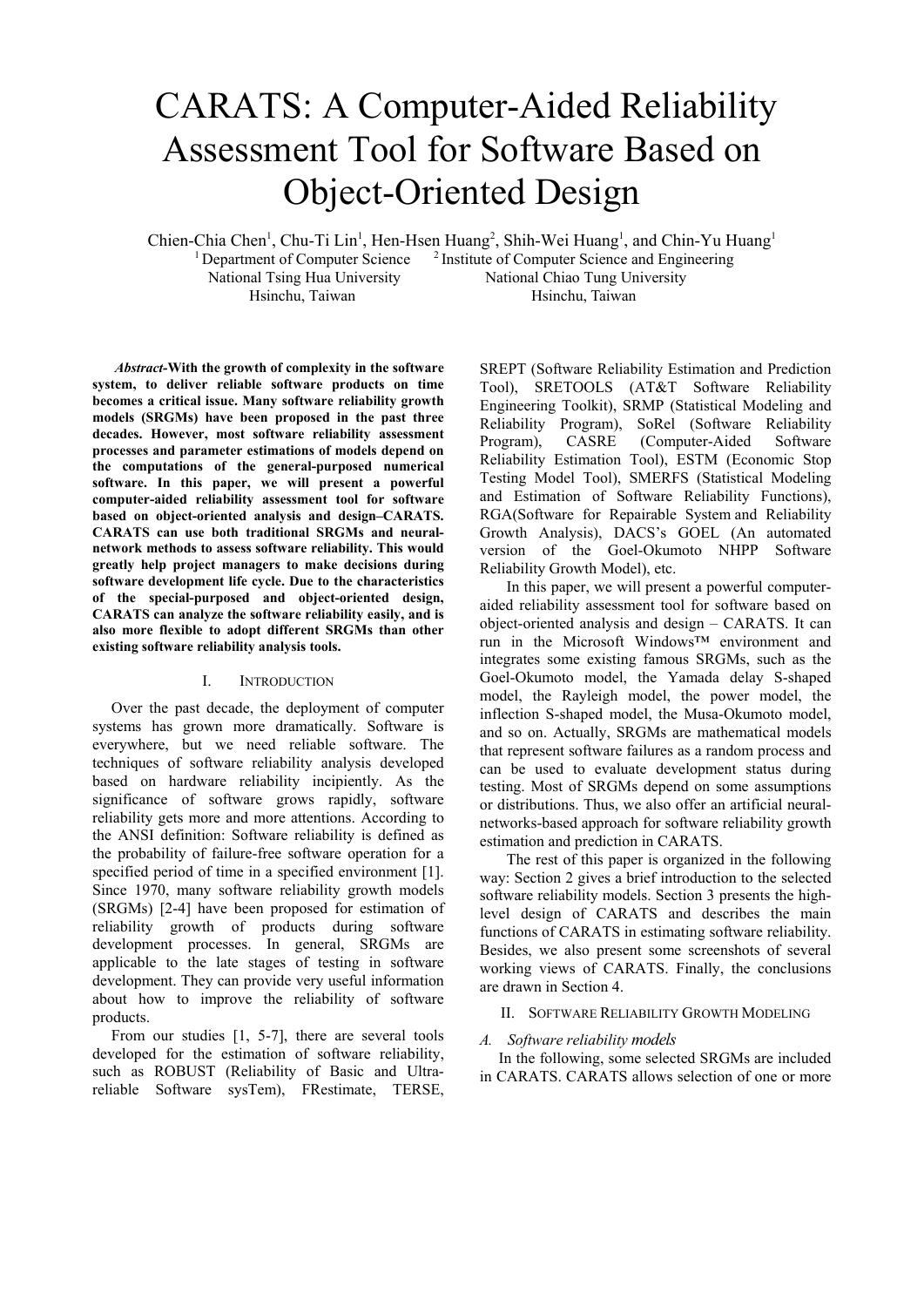# CARATS: A Computer-Aided Reliability Assessment Tool for Software Based on Object-Oriented Design

Chien-Chia Chen[1], Chu-Ti Lin[1], Hen-Hsen Huang[2], Shih-Wei Huang[1], and Chin-Yu Huang[1]

[1] Department of Computer Science, National Tsing Hua University, Hsinchu, Taiwan

[2] Institute of Computer Science and Engineering, National Chiao Tung University, Hsinchu, Taiwan

***Abstract*-With the growth of complexity in the software system, to deliver reliable software products on time becomes a critical issue. Many software reliability growth models (SRGMs) have been proposed in the past three decades. However, most software reliability assessment processes and parameter estimations of models depend on the computations of the general-purposed numerical software. In this paper, we will present a powerful computer-aided reliability assessment tool for software based on object-oriented analysis and design–CARATS. CARATS can use both traditional SRGMs and neural-network methods to assess software reliability. This would greatly help project managers to make decisions during software development life cycle. Due to the characteristics of the special-purposed and object-oriented design, CARATS can analyze the software reliability easily, and is also more flexible to adopt different SRGMs than other existing software reliability analysis tools.**

## I. Introduction

Over the past decade, the deployment of computer systems has grown more dramatically. Software is everywhere, but we need reliable software. The techniques of software reliability analysis developed based on hardware reliability incipiently. As the significance of software grows rapidly, software reliability gets more and more attentions. According to the ANSI definition: Software reliability is defined as the probability of failure-free software operation for a specified period of time in a specified environment [1]. Since 1970, many software reliability growth models (SRGMs) [2-4] have been proposed for estimation of reliability growth of products during software development processes. In general, SRGMs are applicable to the late stages of testing in software development. They can provide very useful information about how to improve the reliability of software products.

From our studies [1, 5-7], there are several tools developed for the estimation of software reliability, such as ROBUST (Reliability of Basic and Ultra-reliable Software sysTem), FRestimate, TERSE, SREPT (Software Reliability Estimation and Prediction Tool), SRETOOLS (AT&T Software Reliability Engineering Toolkit), SRMP (Statistical Modeling and Reliability Program), SoRel (Software Reliability Program), CASRE (Computer-Aided Software Reliability Estimation Tool), ESTM (Economic Stop Testing Model Tool), SMERFS (Statistical Modeling and Estimation of Software Reliability Functions), RGA(Software for Repairable System and Reliability Growth Analysis), DACS's GOEL (An automated version of the Goel-Okumoto NHPP Software Reliability Growth Model), etc.

In this paper, we will present a powerful computer-aided reliability assessment tool for software based on object-oriented analysis and design – CARATS. It can run in the Microsoft Windows™ environment and integrates some existing famous SRGMs, such as the Goel-Okumoto model, the Yamada delay S-shaped model, the Rayleigh model, the power model, the inflection S-shaped model, the Musa-Okumoto model, and so on. Actually, SRGMs are mathematical models that represent software failures as a random process and can be used to evaluate development status during testing. Most of SRGMs depend on some assumptions or distributions. Thus, we also offer an artificial neural-networks-based approach for software reliability growth estimation and prediction in CARATS.

The rest of this paper is organized in the following way: Section 2 gives a brief introduction to the selected software reliability models. Section 3 presents the high-level design of CARATS and describes the main functions of CARATS in estimating software reliability. Besides, we also present some screenshots of several working views of CARATS. Finally, the conclusions are drawn in Section 4.

## II. Software Reliability Growth Modeling

### *A. Software reliability models*

In the following, some selected SRGMs are included in CARATS. CARATS allows selection of one or more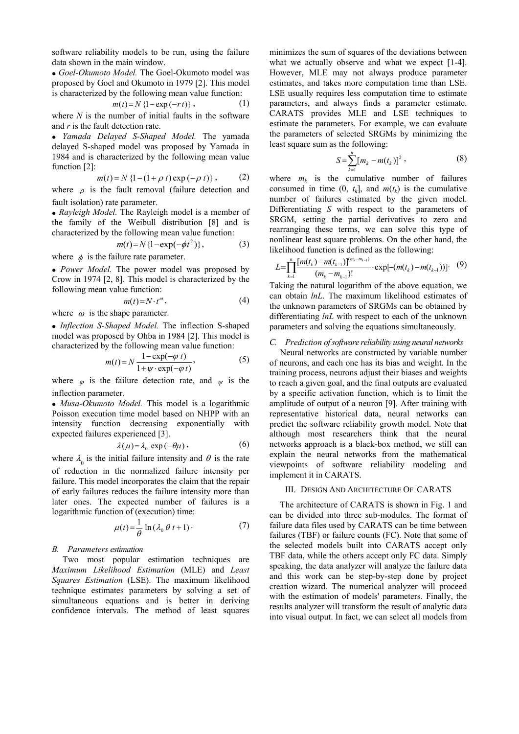software reliability models to be run, using the failure data shown in the main window.

- *Goel-Okumoto Model.* The Goel-Okumoto model was proposed by Goel and Okumoto in 1979 [2]. This model is characterized by the following mean value function:

$$m(t) = N\{1 - \exp(-rt)\}, \tag{1}$$

where $N$ is the number of initial faults in the software and $r$ is the fault detection rate.

- *Yamada Delayed S-Shaped Model.* The yamada delayed S-shaped model was proposed by Yamada in 1984 and is characterized by the following mean value function [2]:

$$m(t) = N\{1 - (1 + \rho t)\exp(-\rho t)\}, \tag{2}$$

where $\rho$ is the fault removal (failure detection and fault isolation) rate parameter.

- *Rayleigh Model.* The Rayleigh model is a member of the family of the Weibull distribution [8] and is characterized by the following mean value function:

$$m(t) = N\{1 - \exp(-\phi t^2)\}, \tag{3}$$

where $\phi$ is the failure rate parameter.

- *Power Model.* The power model was proposed by Crow in 1974 [2, 8]. This model is characterized by the following mean value function:

$$m(t) = N \cdot t^{\omega}, \tag{4}$$

where $\omega$ is the shape parameter.

- *Inflection S-Shaped Model.* The inflection S-shaped model was proposed by Ohba in 1984 [2]. This model is characterized by the following mean value function:

$$m(t) = N\frac{1 - \exp(-\varphi t)}{1 + \psi \cdot \exp(-\varphi t)}, \tag{5}$$

where $\varphi$ is the failure detection rate, and $\psi$ is the inflection parameter.

- *Musa-Okumoto Model.* This model is a logarithmic Poisson execution time model based on NHPP with an intensity function decreasing exponentially with expected failures experienced [3].

$$\lambda(\mu) = \lambda_0 \exp(-\theta\mu), \tag{6}$$

where $\lambda_0$ is the initial failure intensity and $\theta$ is the rate of reduction in the normalized failure intensity per failure. This model incorporates the claim that the repair of early failures reduces the failure intensity more than later ones. The expected number of failures is a logarithmic function of (execution) time:

$$\mu(t) = \frac{1}{\theta}\ln(\lambda_0 \theta t + 1). \tag{7}$$

### B. Parameters estimation

Two most popular estimation techniques are *Maximum Likelihood Estimation* (MLE) and *Least Squares Estimation* (LSE). The maximum likelihood technique estimates parameters by solving a set of simultaneous equations and is better in deriving confidence intervals. The method of least squares minimizes the sum of squares of the deviations between what we actually observe and what we expect [1-4]. However, MLE may not always produce parameter estimates, and takes more computation time than LSE. LSE usually requires less computation time to estimate parameters, and always finds a parameter estimate. CARATS provides MLE and LSE techniques to estimate the parameters. For example, we can evaluate the parameters of selected SRGMs by minimizing the least square sum as the following:

$$S = \sum_{k=1}^{n}[m_k - m(t_k)]^2, \tag{8}$$

where $m_k$ is the cumulative number of failures consumed in time $(0, t_k]$, and $m(t_k)$ is the cumulative number of failures estimated by the given model. Differentiating $S$ with respect to the parameters of SRGM, setting the partial derivatives to zero and rearranging these terms, we can solve this type of nonlinear least square problems. On the other hand, the likelihood function is defined as the following:

$$L = \prod_{k=1}^{n}\frac{[m(t_k) - m(t_{k-1})]^{(m_k - m_{k-1})}}{(m_k - m_{k-1})!} \cdot \exp[-(m(t_k) - m(t_{k-1}))]. \tag{9}$$

Taking the natural logarithm of the above equation, we can obtain $lnL$. The maximum likelihood estimates of the unknown parameters of SRGMs can be obtained by differentiating $lnL$ with respect to each of the unknown parameters and solving the equations simultaneously.

### C. Prediction of software reliability using neural networks

Neural networks are constructed by variable number of neurons, and each one has its bias and weight. In the training process, neurons adjust their biases and weights to reach a given goal, and the final outputs are evaluated by a specific activation function, which is to limit the amplitude of output of a neuron [9]. After training with representative historical data, neural networks can predict the software reliability growth model. Note that although most researchers think that the neural networks approach is a black-box method, we still can explain the neural networks from the mathematical viewpoints of software reliability modeling and implement it in CARATS.

## III. Design and Architecture of CARATS

The architecture of CARATS is shown in Fig. 1 and can be divided into three sub-modules. The format of failure data files used by CARATS can be time between failures (TBF) or failure counts (FC). Note that some of the selected models built into CARATS accept only TBF data, while the others accept only FC data. Simply speaking, the data analyzer will analyze the failure data and this work can be step-by-step done by project creation wizard. The numerical analyzer will proceed with the estimation of models' parameters. Finally, the results analyzer will transform the result of analytic data into visual output. In fact, we can select all models from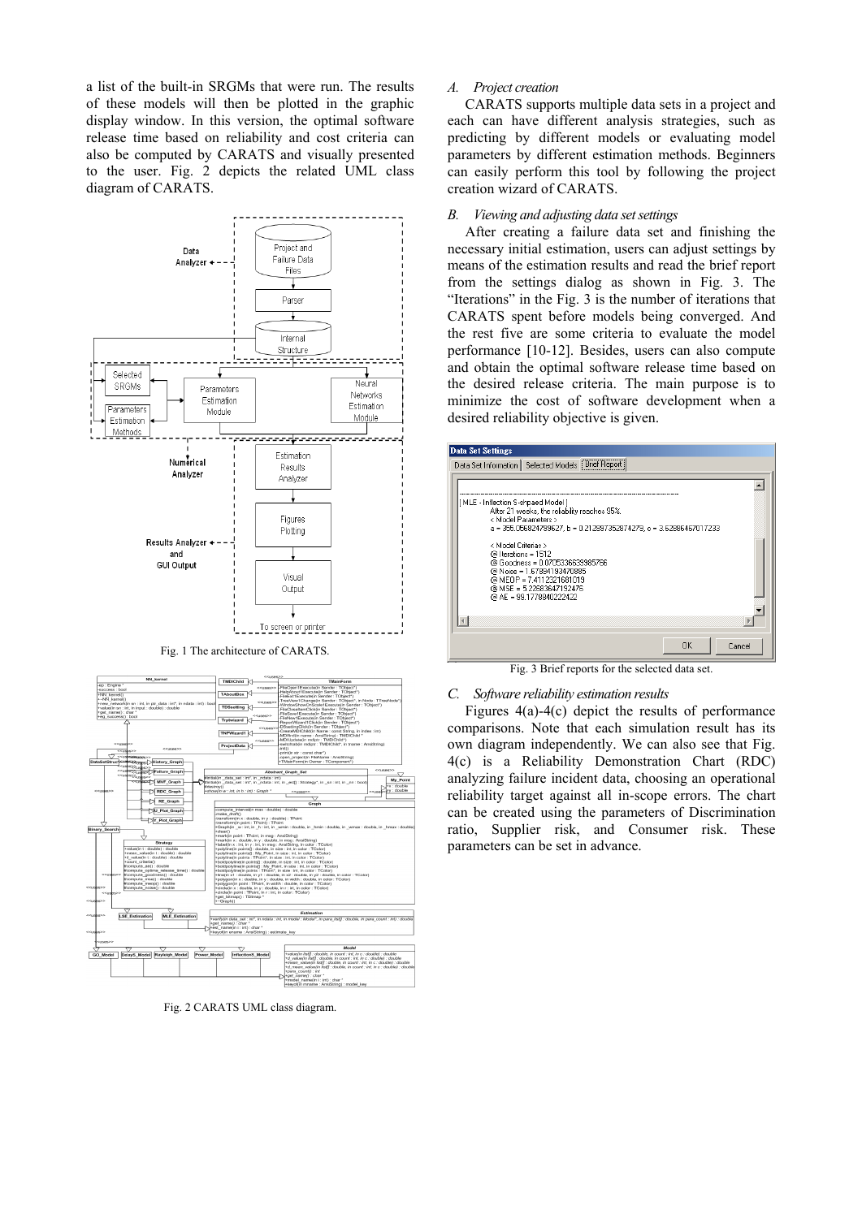a list of the built-in SRGMs that were run. The results of these models will then be plotted in the graphic display window. In this version, the optimal software release time based on reliability and cost criteria can also be computed by CARATS and visually presented to the user. Fig. 2 depicts the related UML class diagram of CARATS.

Fig. 1 The architecture of CARATS.

Fig. 2 CARATS UML class diagram.

### *A. Project creation*

CARATS supports multiple data sets in a project and each can have different analysis strategies, such as predicting by different models or evaluating model parameters by different estimation methods. Beginners can easily perform this tool by following the project creation wizard of CARATS.

### *B. Viewing and adjusting data set settings*

After creating a failure data set and finishing the necessary initial estimation, users can adjust settings by means of the estimation results and read the brief report from the settings dialog as shown in Fig. 3. The "Iterations" in the Fig. 3 is the number of iterations that CARATS spent before models being converged. And the rest five are some criteria to evaluate the model performance [10-12]. Besides, users can also compute and obtain the optimal software release time based on the desired release criteria. The main purpose is to minimize the cost of software development when a desired reliability objective is given.

Fig. 3 Brief reports for the selected data set.

### *C. Software reliability estimation results*

Figures 4(a)-4(c) depict the results of performance comparisons. Note that each simulation result has its own diagram independently. We can also see that Fig. 4(c) is a Reliability Demonstration Chart (RDC) analyzing failure incident data, choosing an operational reliability target against all in-scope errors. The chart can be created using the parameters of Discrimination ratio, Supplier risk, and Consumer risk. These parameters can be set in advance.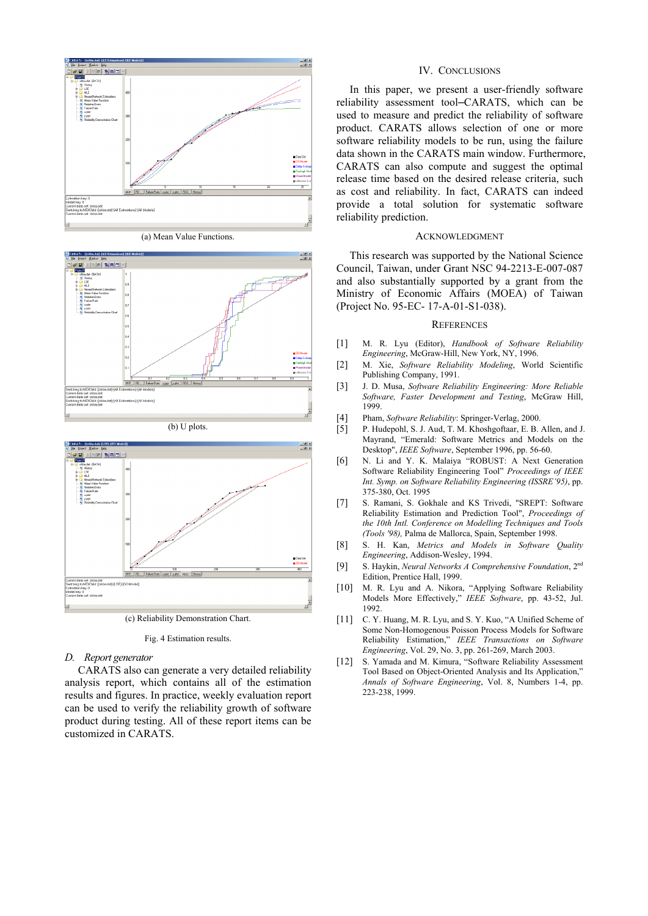(a) Mean Value Functions.

(b) U plots.

(c) Reliability Demonstration Chart.

Fig. 4 Estimation results.

### *D. Report generator*

CARATS also can generate a very detailed reliability analysis report, which contains all of the estimation results and figures. In practice, weekly evaluation report can be used to verify the reliability growth of software product during testing. All of these report items can be customized in CARATS.

## IV. Conclusions

In this paper, we present a user-friendly software reliability assessment tool–CARATS, which can be used to measure and predict the reliability of software product. CARATS allows selection of one or more software reliability models to be run, using the failure data shown in the CARATS main window. Furthermore, CARATS can also compute and suggest the optimal release time based on the desired release criteria, such as cost and reliability. In fact, CARATS can indeed provide a total solution for systematic software reliability prediction.

## Acknowledgment

This research was supported by the National Science Council, Taiwan, under Grant NSC 94-2213-E-007-087 and also substantially supported by a grant from the Ministry of Economic Affairs (MOEA) of Taiwan (Project No. 95-EC- 17-A-01-S1-038).

## References

[1] M. R. Lyu (Editor), *Handbook of Software Reliability Engineering*, McGraw-Hill, New York, NY, 1996.

[2] M. Xie, *Software Reliability Modeling*, World Scientific Publishing Company, 1991.

[3] J. D. Musa, *Software Reliability Engineering: More Reliable Software, Faster Development and Testing*, McGraw Hill, 1999.

[4] Pham, *Software Reliability*: Springer-Verlag, 2000.

[5] P. Hudepohl, S. J. Aud, T. M. Khoshgoftaar, E. B. Allen, and J. Mayrand, "Emerald: Software Metrics and Models on the Desktop", *IEEE Software*, September 1996, pp. 56-60.

[6] N. Li and Y. K. Malaiya "ROBUST: A Next Generation Software Reliability Engineering Tool" *Proceedings of IEEE Int. Symp. on Software Reliability Engineering (ISSRE'95)*, pp. 375-380, Oct. 1995

[7] S. Ramani, S. Gokhale and KS Trivedi, "SREPT: Software Reliability Estimation and Prediction Tool", *Proceedings of the 10th Intl. Conference on Modelling Techniques and Tools (Tools '98),* Palma de Mallorca, Spain, September 1998.

[8] S. H. Kan, *Metrics and Models in Software Quality Engineering*, Addison-Wesley, 1994.

[9] S. Haykin, *Neural Networks A Comprehensive Foundation*, 2nd Edition, Prentice Hall, 1999.

[10] M. R. Lyu and A. Nikora, "Applying Software Reliability Models More Effectively," *IEEE Software*, pp. 43-52, Jul. 1992.

[11] C. Y. Huang, M. R. Lyu, and S. Y. Kuo, "A Unified Scheme of Some Non-Homogenous Poisson Process Models for Software Reliability Estimation," *IEEE Transactions on Software Engineering*, Vol. 29, No. 3, pp. 261-269, March 2003.

[12] S. Yamada and M. Kimura, "Software Reliability Assessment Tool Based on Object-Oriented Analysis and Its Application," *Annals of Software Engineering*, Vol. 8, Numbers 1-4, pp. 223-238, 1999.